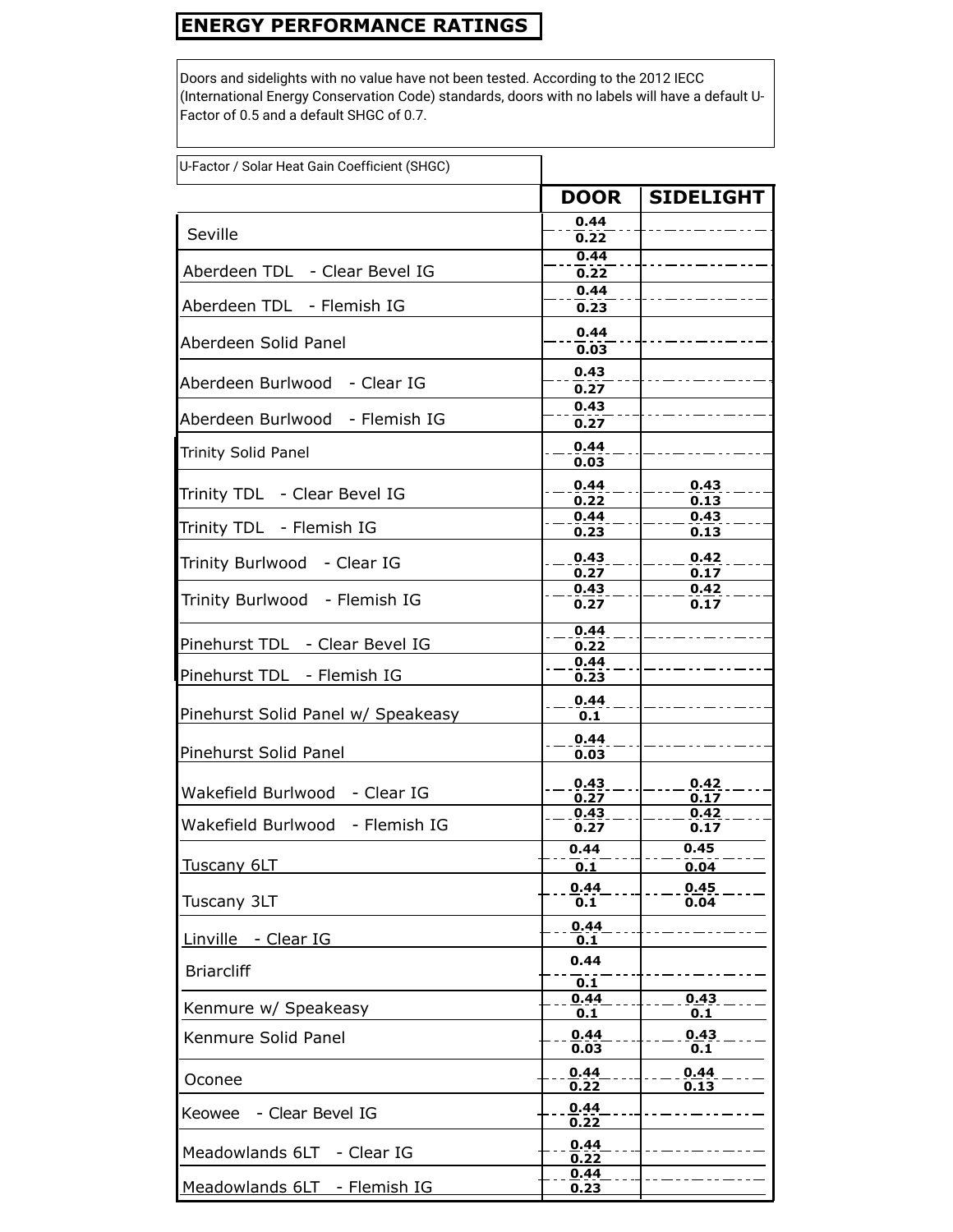# ENERGY PERFORMANCE RATINGS

Doors and sidelights with no value have not been tested. According to the 2012 IECC (International Energy Conservation Code) standards, doors with no labels will have a default U-Factor of 0.5 and a default SHGC of 0.7.

| U-Factor / Solar Heat Gain Coefficient (SHGC) | DOOR | SIDELIGHT |
|---|---|---|
| Seville | 0.44 / 0.22 | |
| Aberdeen TDL - Clear Bevel IG | 0.44 / 0.22 | |
| Aberdeen TDL - Flemish IG | 0.44 / 0.23 | |
| Aberdeen Solid Panel | 0.44 / 0.03 | |
| Aberdeen Burlwood - Clear IG | 0.43 / 0.27 | |
| Aberdeen Burlwood - Flemish IG | 0.43 / 0.27 | |
| Trinity Solid Panel | 0.44 / 0.03 | |
| Trinity TDL - Clear Bevel IG | 0.44 / 0.22 | 0.43 / 0.13 |
| Trinity TDL - Flemish IG | 0.44 / 0.23 | 0.43 / 0.13 |
| Trinity Burlwood - Clear IG | 0.43 / 0.27 | 0.42 / 0.17 |
| Trinity Burlwood - Flemish IG | 0.43 / 0.27 | 0.42 / 0.17 |
| Pinehurst TDL - Clear Bevel IG | 0.44 / 0.22 | |
| Pinehurst TDL - Flemish IG | 0.44 / 0.23 | |
| Pinehurst Solid Panel w/ Speakeasy | 0.44 / 0.1 | |
| Pinehurst Solid Panel | 0.44 / 0.03 | |
| Wakefield Burlwood - Clear IG | 0.43 / 0.27 | 0.42 / 0.17 |
| Wakefield Burlwood - Flemish IG | 0.43 / 0.27 | 0.42 / 0.17 |
| Tuscany 6LT | 0.44 / 0.1 | 0.45 / 0.04 |
| Tuscany 3LT | 0.44 / 0.1 | 0.45 / 0.04 |
| Linville - Clear IG | 0.44 / 0.1 | |
| Briarcliff | 0.44 / 0.1 | |
| Kenmure w/ Speakeasy | 0.44 / 0.1 | 0.43 / 0.1 |
| Kenmure Solid Panel | 0.44 / 0.03 | 0.43 / 0.1 |
| Oconee | 0.44 / 0.22 | 0.44 / 0.13 |
| Keowee - Clear Bevel IG | 0.44 / 0.22 | |
| Meadowlands 6LT - Clear IG | 0.44 / 0.22 | |
| Meadowlands 6LT - Flemish IG | 0.44 / 0.23 | |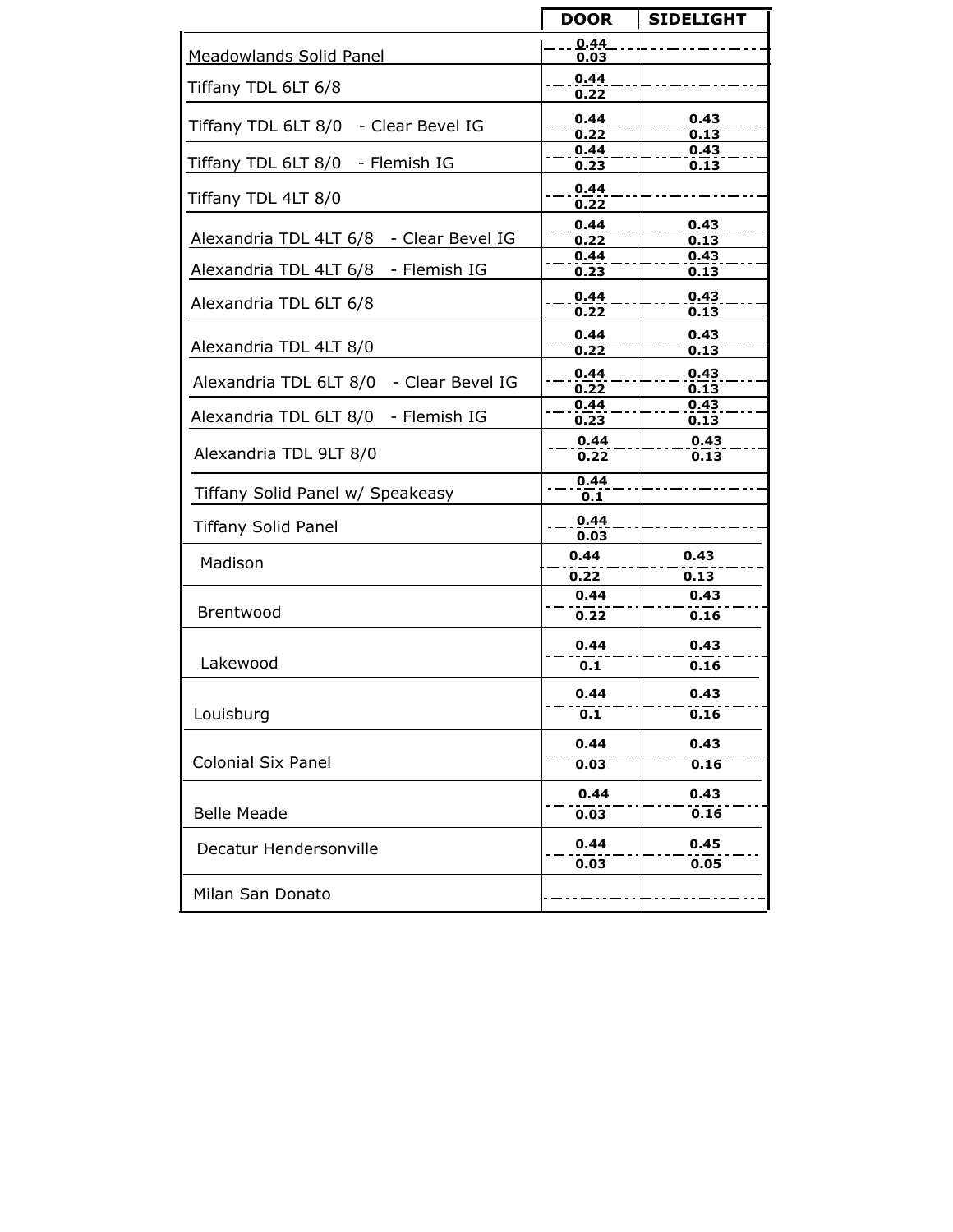| | DOOR | SIDELIGHT |
|---|---|---|
| Meadowlands Solid Panel | 0.44<br>0.03 | |
| Tiffany TDL 6LT 6/8 | 0.44<br>0.22 | |
| Tiffany TDL 6LT 8/0 - Clear Bevel IG | 0.44<br>0.22 | 0.43<br>0.13 |
| Tiffany TDL 6LT 8/0 - Flemish IG | 0.44<br>0.23 | 0.43<br>0.13 |
| Tiffany TDL 4LT 8/0 | 0.44<br>0.22 | |
| Alexandria TDL 4LT 6/8 - Clear Bevel IG | 0.44<br>0.22 | 0.43<br>0.13 |
| Alexandria TDL 4LT 6/8 - Flemish IG | 0.44<br>0.23 | 0.43<br>0.13 |
| Alexandria TDL 6LT 6/8 | 0.44<br>0.22 | 0.43<br>0.13 |
| Alexandria TDL 4LT 8/0 | 0.44<br>0.22 | 0.43<br>0.13 |
| Alexandria TDL 6LT 8/0 - Clear Bevel IG | 0.44<br>0.22 | 0.43<br>0.13 |
| Alexandria TDL 6LT 8/0 - Flemish IG | 0.44<br>0.23 | 0.43<br>0.13 |
| Alexandria TDL 9LT 8/0 | 0.44<br>0.22 | 0.43<br>0.13 |
| Tiffany Solid Panel w/ Speakeasy | 0.44<br>0.1 | |
| Tiffany Solid Panel | 0.44<br>0.03 | |
| Madison | 0.44<br>0.22 | 0.43<br>0.13 |
| Brentwood | 0.44<br>0.22 | 0.43<br>0.16 |
| Lakewood | 0.44<br>0.1 | 0.43<br>0.16 |
| Louisburg | 0.44<br>0.1 | 0.43<br>0.16 |
| Colonial Six Panel | 0.44<br>0.03 | 0.43<br>0.16 |
| Belle Meade | 0.44<br>0.03 | 0.43<br>0.16 |
| Decatur Hendersonville | 0.44<br>0.03 | 0.45<br>0.05 |
| Milan San Donato | | |